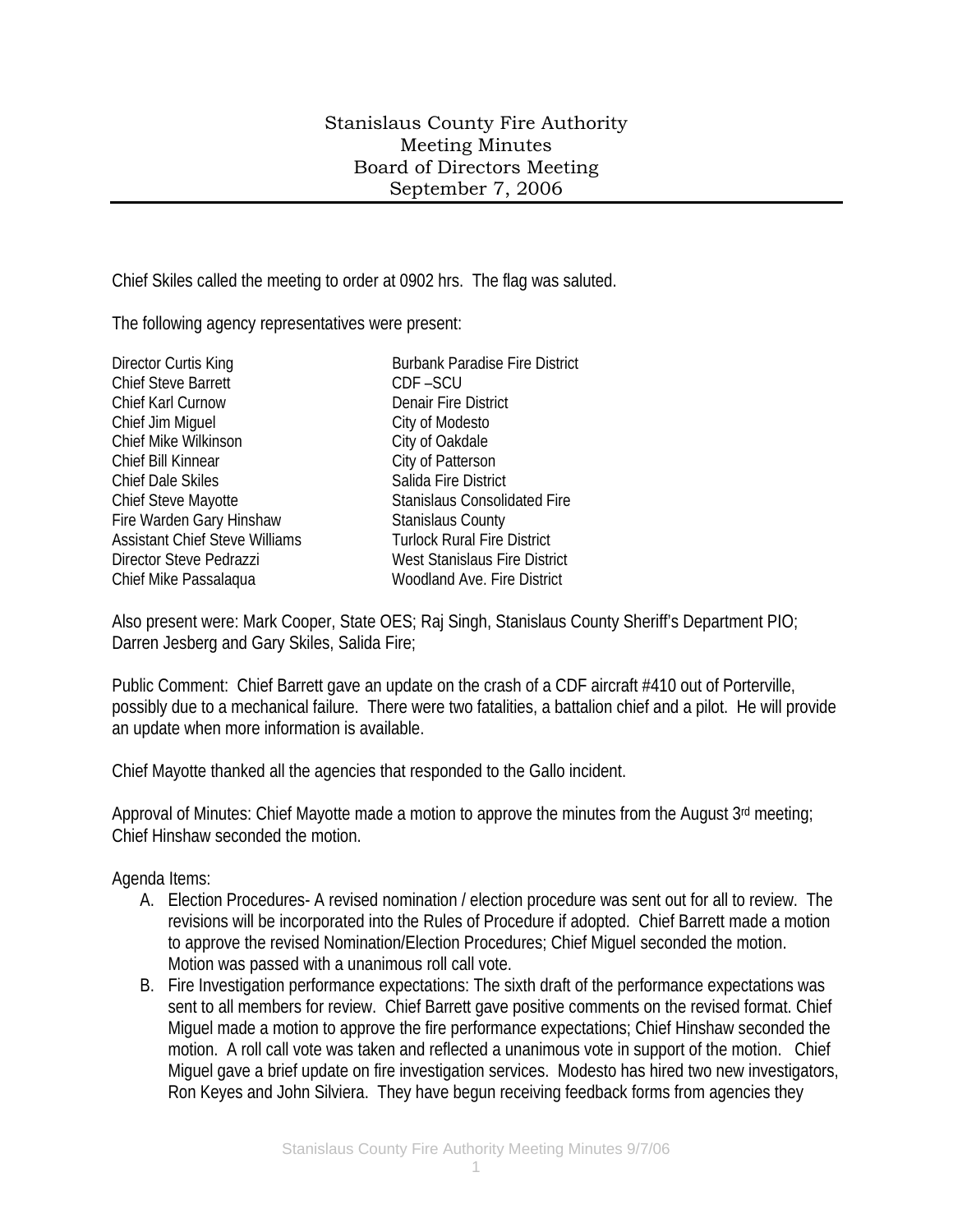# Stanislaus County Fire Authority
## Meeting Minutes
## Board of Directors Meeting
## September 7, 2006

Chief Skiles called the meeting to order at 0902 hrs. The flag was saluted.

The following agency representatives were present:

| | |
|---|---|
| Director Curtis King | Burbank Paradise Fire District |
| Chief Steve Barrett | CDF –SCU |
| Chief Karl Curnow | Denair Fire District |
| Chief Jim Miguel | City of Modesto |
| Chief Mike Wilkinson | City of Oakdale |
| Chief Bill Kinnear | City of Patterson |
| Chief Dale Skiles | Salida Fire District |
| Chief Steve Mayotte | Stanislaus Consolidated Fire |
| Fire Warden Gary Hinshaw | Stanislaus County |
| Assistant Chief Steve Williams | Turlock Rural Fire District |
| Director Steve Pedrazzi | West Stanislaus Fire District |
| Chief Mike Passalaqua | Woodland Ave. Fire District |

Also present were: Mark Cooper, State OES; Raj Singh, Stanislaus County Sheriff's Department PIO; Darren Jesberg and Gary Skiles, Salida Fire;

Public Comment: Chief Barrett gave an update on the crash of a CDF aircraft #410 out of Porterville, possibly due to a mechanical failure. There were two fatalities, a battalion chief and a pilot. He will provide an update when more information is available.

Chief Mayotte thanked all the agencies that responded to the Gallo incident.

Approval of Minutes: Chief Mayotte made a motion to approve the minutes from the August 3rd meeting; Chief Hinshaw seconded the motion.

Agenda Items:

A. Election Procedures- A revised nomination / election procedure was sent out for all to review. The revisions will be incorporated into the Rules of Procedure if adopted. Chief Barrett made a motion to approve the revised Nomination/Election Procedures; Chief Miguel seconded the motion. Motion was passed with a unanimous roll call vote.
B. Fire Investigation performance expectations: The sixth draft of the performance expectations was sent to all members for review. Chief Barrett gave positive comments on the revised format. Chief Miguel made a motion to approve the fire performance expectations; Chief Hinshaw seconded the motion. A roll call vote was taken and reflected a unanimous vote in support of the motion. Chief Miguel gave a brief update on fire investigation services. Modesto has hired two new investigators, Ron Keyes and John Silviera. They have begun receiving feedback forms from agencies they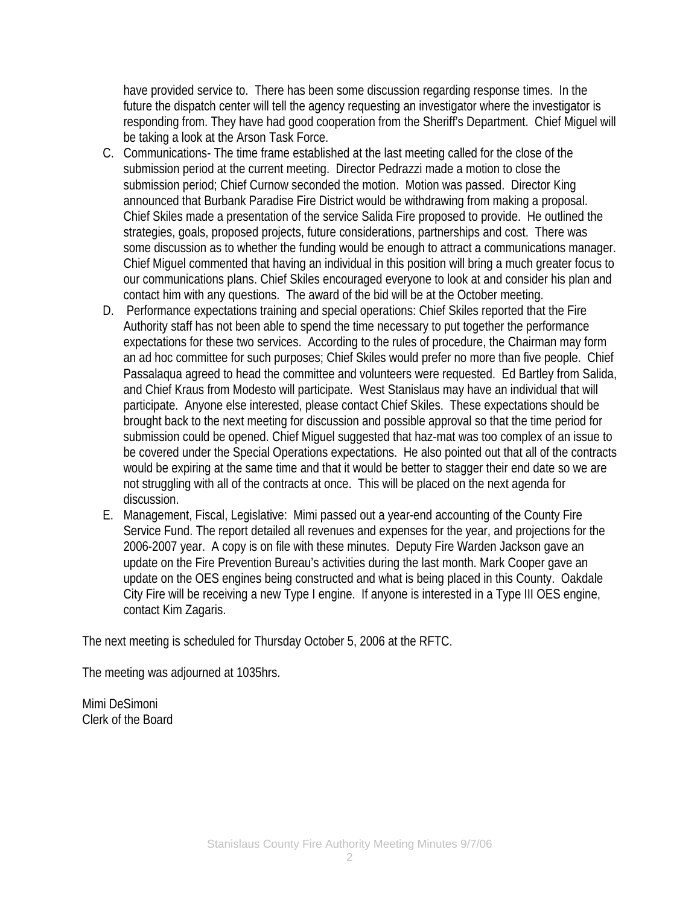have provided service to. There has been some discussion regarding response times. In the future the dispatch center will tell the agency requesting an investigator where the investigator is responding from. They have had good cooperation from the Sheriff's Department. Chief Miguel will be taking a look at the Arson Task Force.

C. Communications- The time frame established at the last meeting called for the close of the submission period at the current meeting. Director Pedrazzi made a motion to close the submission period; Chief Curnow seconded the motion. Motion was passed. Director King announced that Burbank Paradise Fire District would be withdrawing from making a proposal. Chief Skiles made a presentation of the service Salida Fire proposed to provide. He outlined the strategies, goals, proposed projects, future considerations, partnerships and cost. There was some discussion as to whether the funding would be enough to attract a communications manager. Chief Miguel commented that having an individual in this position will bring a much greater focus to our communications plans. Chief Skiles encouraged everyone to look at and consider his plan and contact him with any questions. The award of the bid will be at the October meeting.

D. Performance expectations training and special operations: Chief Skiles reported that the Fire Authority staff has not been able to spend the time necessary to put together the performance expectations for these two services. According to the rules of procedure, the Chairman may form an ad hoc committee for such purposes; Chief Skiles would prefer no more than five people. Chief Passalaqua agreed to head the committee and volunteers were requested. Ed Bartley from Salida, and Chief Kraus from Modesto will participate. West Stanislaus may have an individual that will participate. Anyone else interested, please contact Chief Skiles. These expectations should be brought back to the next meeting for discussion and possible approval so that the time period for submission could be opened. Chief Miguel suggested that haz-mat was too complex of an issue to be covered under the Special Operations expectations. He also pointed out that all of the contracts would be expiring at the same time and that it would be better to stagger their end date so we are not struggling with all of the contracts at once. This will be placed on the next agenda for discussion.

E. Management, Fiscal, Legislative: Mimi passed out a year-end accounting of the County Fire Service Fund. The report detailed all revenues and expenses for the year, and projections for the 2006-2007 year. A copy is on file with these minutes. Deputy Fire Warden Jackson gave an update on the Fire Prevention Bureau's activities during the last month. Mark Cooper gave an update on the OES engines being constructed and what is being placed in this County. Oakdale City Fire will be receiving a new Type I engine. If anyone is interested in a Type III OES engine, contact Kim Zagaris.

The next meeting is scheduled for Thursday October 5, 2006 at the RFTC.

The meeting was adjourned at 1035hrs.

Mimi DeSimoni
Clerk of the Board